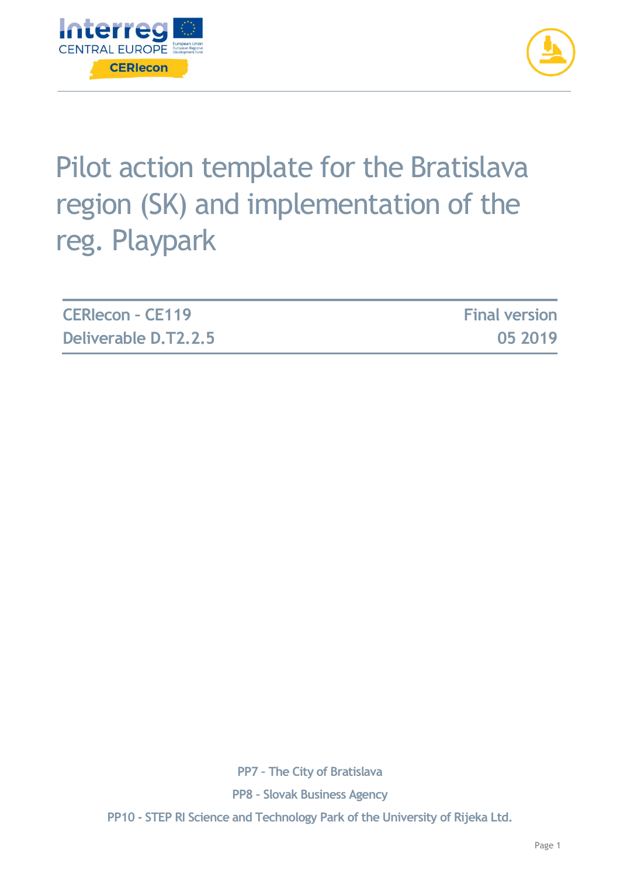# Pilot action template for the Bratislava region (SK) and implementation of the reg. Playpark

| CERIecon - CE119 | Final version |
|---|---|
| Deliverable D.T2.2.5 | 05 2019 |

PP7 - The City of Bratislava

PP8 - Slovak Business Agency

PP10 - STEP RI Science and Technology Park of the University of Rijeka Ltd.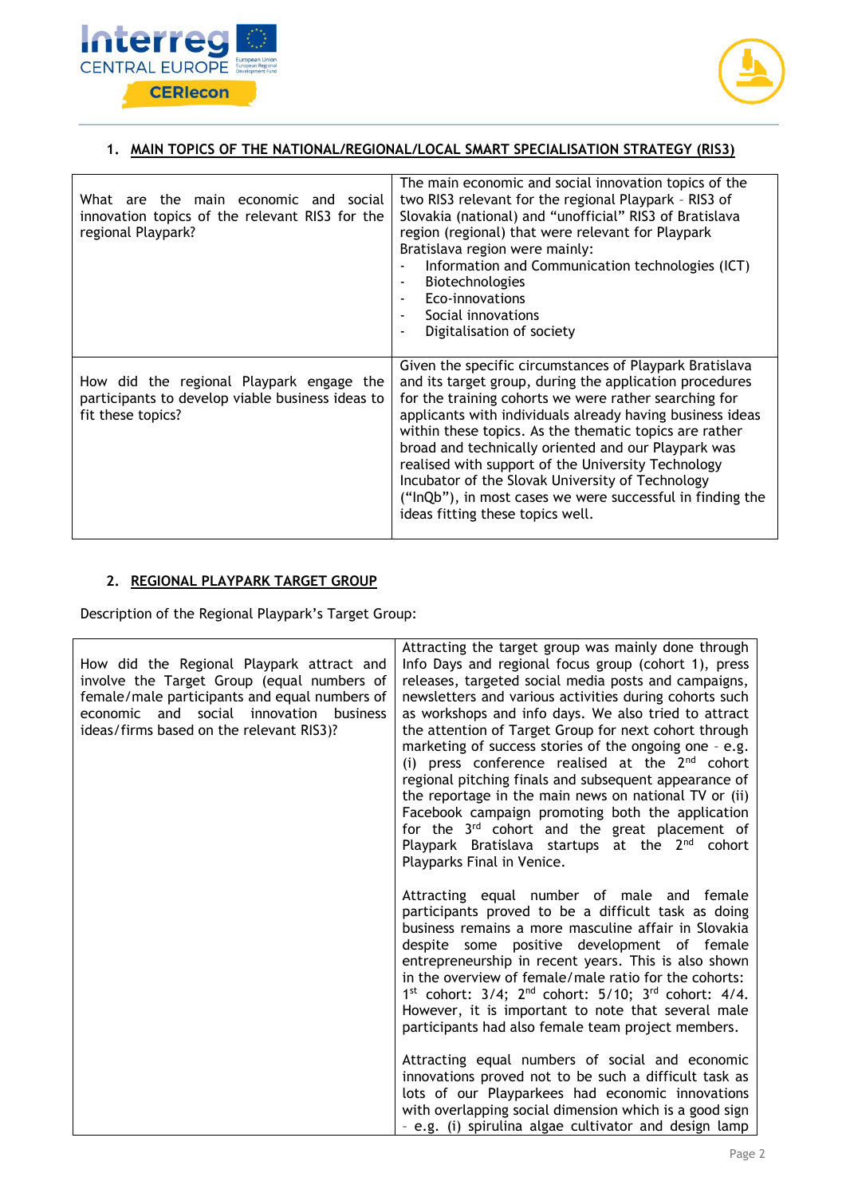## 1. MAIN TOPICS OF THE NATIONAL/REGIONAL/LOCAL SMART SPECIALISATION STRATEGY (RIS3)

| | |
|---|---|
| What are the main economic and social innovation topics of the relevant RIS3 for the regional Playpark? | The main economic and social innovation topics of the two RIS3 relevant for the regional Playpark – RIS3 of Slovakia (national) and "unofficial" RIS3 of Bratislava region (regional) that were relevant for Playpark Bratislava region were mainly:<br>- Information and Communication technologies (ICT)<br>- Biotechnologies<br>- Eco-innovations<br>- Social innovations<br>- Digitalisation of society |
| How did the regional Playpark engage the participants to develop viable business ideas to fit these topics? | Given the specific circumstances of Playpark Bratislava and its target group, during the application procedures for the training cohorts we were rather searching for applicants with individuals already having business ideas within these topics. As the thematic topics are rather broad and technically oriented and our Playpark was realised with support of the University Technology Incubator of the Slovak University of Technology ("InQb"), in most cases we were successful in finding the ideas fitting these topics well. |

## 2. REGIONAL PLAYPARK TARGET GROUP

Description of the Regional Playpark's Target Group:

| | |
|---|---|
| How did the Regional Playpark attract and involve the Target Group (equal numbers of female/male participants and equal numbers of economic and social innovation business ideas/firms based on the relevant RIS3)? | Attracting the target group was mainly done through Info Days and regional focus group (cohort 1), press releases, targeted social media posts and campaigns, newsletters and various activities during cohorts such as workshops and info days. We also tried to attract the attention of Target Group for next cohort through marketing of success stories of the ongoing one – e.g. (i) press conference realised at the 2nd cohort regional pitching finals and subsequent appearance of the reportage in the main news on national TV or (ii) Facebook campaign promoting both the application for the 3rd cohort and the great placement of Playpark Bratislava startups at the 2nd cohort Playparks Final in Venice.<br><br>Attracting equal number of male and female participants proved to be a difficult task as doing business remains a more masculine affair in Slovakia despite some positive development of female entrepreneurship in recent years. This is also shown in the overview of female/male ratio for the cohorts: 1st cohort: 3/4; 2nd cohort: 5/10; 3rd cohort: 4/4. However, it is important to note that several male participants had also female team project members.<br><br>Attracting equal numbers of social and economic innovations proved not to be such a difficult task as lots of our Playparkees had economic innovations with overlapping social dimension which is a good sign – e.g. (i) spirulina algae cultivator and design lamp |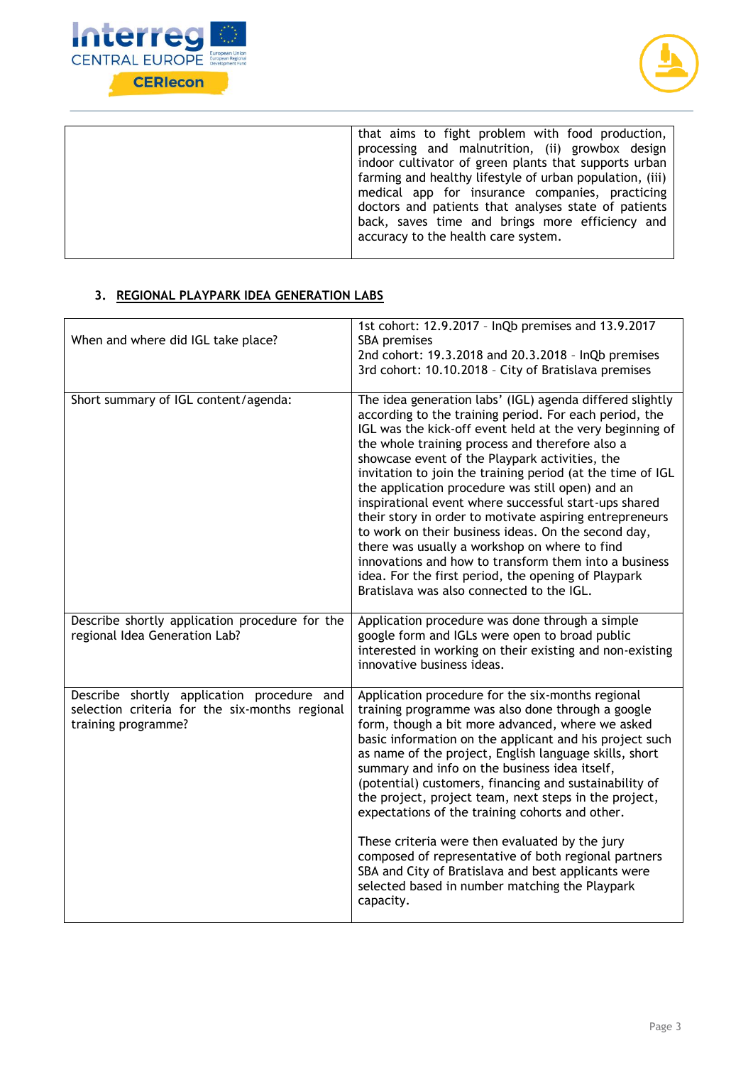| | |
|---|---|
| | that aims to fight problem with food production, processing and malnutrition, (ii) growbox design indoor cultivator of green plants that supports urban farming and healthy lifestyle of urban population, (iii) medical app for insurance companies, practicing doctors and patients that analyses state of patients back, saves time and brings more efficiency and accuracy to the health care system. |

## 3. REGIONAL PLAYPARK IDEA GENERATION LABS

| | |
|---|---|
| When and where did IGL take place? | 1st cohort: 12.9.2017 – InQb premises and 13.9.2017 SBA premises<br>2nd cohort: 19.3.2018 and 20.3.2018 – InQb premises<br>3rd cohort: 10.10.2018 – City of Bratislava premises |
| Short summary of IGL content/agenda: | The idea generation labs' (IGL) agenda differed slightly according to the training period. For each period, the IGL was the kick-off event held at the very beginning of the whole training process and therefore also a showcase event of the Playpark activities, the invitation to join the training period (at the time of IGL the application procedure was still open) and an inspirational event where successful start-ups shared their story in order to motivate aspiring entrepreneurs to work on their business ideas. On the second day, there was usually a workshop on where to find innovations and how to transform them into a business idea. For the first period, the opening of Playpark Bratislava was also connected to the IGL. |
| Describe shortly application procedure for the regional Idea Generation Lab? | Application procedure was done through a simple google form and IGLs were open to broad public interested in working on their existing and non-existing innovative business ideas. |
| Describe shortly application procedure and selection criteria for the six-months regional training programme? | Application procedure for the six-months regional training programme was also done through a google form, though a bit more advanced, where we asked basic information on the applicant and his project such as name of the project, English language skills, short summary and info on the business idea itself, (potential) customers, financing and sustainability of the project, project team, next steps in the project, expectations of the training cohorts and other.<br><br>These criteria were then evaluated by the jury composed of representative of both regional partners SBA and City of Bratislava and best applicants were selected based in number matching the Playpark capacity. |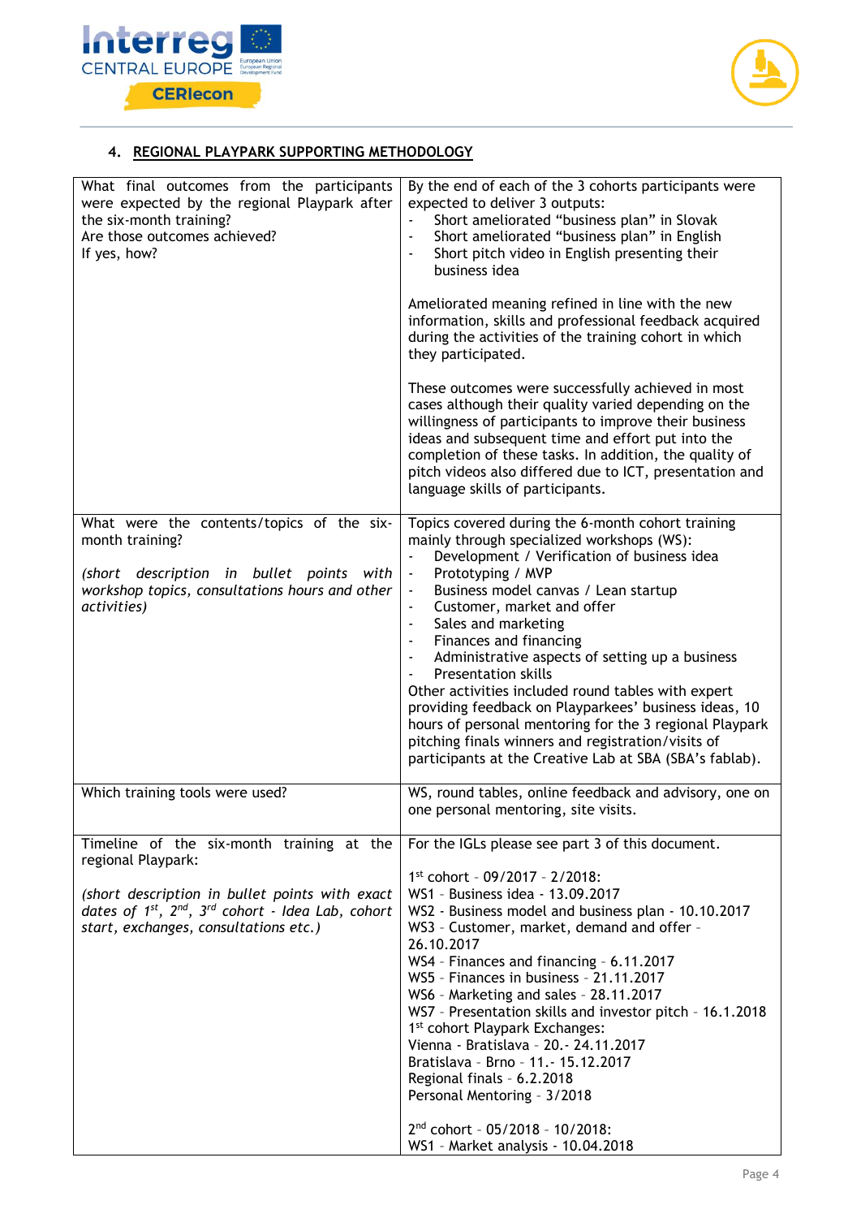## 4. REGIONAL PLAYPARK SUPPORTING METHODOLOGY

| | |
|---|---|
| What final outcomes from the participants were expected by the regional Playpark after the six-month training?<br>Are those outcomes achieved?<br>If yes, how? | By the end of each of the 3 cohorts participants were expected to deliver 3 outputs:<br>- Short ameliorated "business plan" in Slovak<br>- Short ameliorated "business plan" in English<br>- Short pitch video in English presenting their business idea<br><br>Ameliorated meaning refined in line with the new information, skills and professional feedback acquired during the activities of the training cohort in which they participated.<br><br>These outcomes were successfully achieved in most cases although their quality varied depending on the willingness of participants to improve their business ideas and subsequent time and effort put into the completion of these tasks. In addition, the quality of pitch videos also differed due to ICT, presentation and language skills of participants. |
| What were the contents/topics of the six-month training?<br><br>*(short description in bullet points with workshop topics, consultations hours and other activities)* | Topics covered during the 6-month cohort training mainly through specialized workshops (WS):<br>- Development / Verification of business idea<br>- Prototyping / MVP<br>- Business model canvas / Lean startup<br>- Customer, market and offer<br>- Sales and marketing<br>- Finances and financing<br>- Administrative aspects of setting up a business<br>- Presentation skills<br>Other activities included round tables with expert providing feedback on Playparkees' business ideas, 10 hours of personal mentoring for the 3 regional Playpark pitching finals winners and registration/visits of participants at the Creative Lab at SBA (SBA's fablab). |
| Which training tools were used? | WS, round tables, online feedback and advisory, one on one personal mentoring, site visits. |
| Timeline of the six-month training at the regional Playpark:<br><br>*(short description in bullet points with exact dates of 1st, 2nd, 3rd cohort - Idea Lab, cohort start, exchanges, consultations etc.)* | For the IGLs please see part 3 of this document.<br><br>1st cohort - 09/2017 - 2/2018:<br>WS1 - Business idea - 13.09.2017<br>WS2 - Business model and business plan - 10.10.2017<br>WS3 - Customer, market, demand and offer - 26.10.2017<br>WS4 - Finances and financing - 6.11.2017<br>WS5 - Finances in business - 21.11.2017<br>WS6 - Marketing and sales - 28.11.2017<br>WS7 - Presentation skills and investor pitch - 16.1.2018<br>1st cohort Playpark Exchanges:<br>Vienna - Bratislava - 20.- 24.11.2017<br>Bratislava - Brno - 11.- 15.12.2017<br>Regional finals - 6.2.2018<br>Personal Mentoring - 3/2018<br><br>2nd cohort - 05/2018 - 10/2018:<br>WS1 - Market analysis - 10.04.2018 |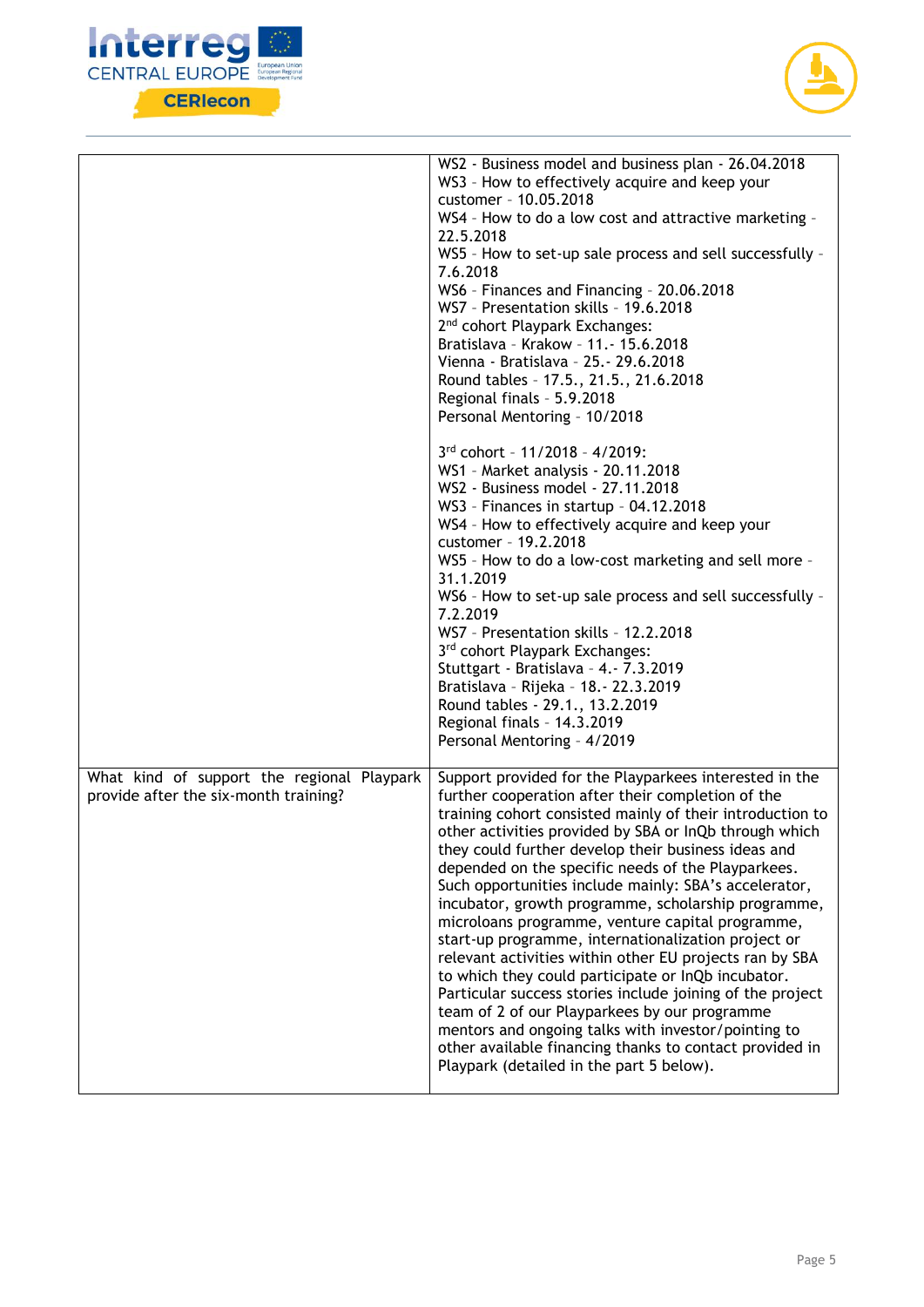| | |
|---|---|
| | WS2 - Business model and business plan - 26.04.2018<br>WS3 - How to effectively acquire and keep your customer - 10.05.2018<br>WS4 - How to do a low cost and attractive marketing - 22.5.2018<br>WS5 - How to set-up sale process and sell successfully - 7.6.2018<br>WS6 - Finances and Financing - 20.06.2018<br>WS7 - Presentation skills - 19.6.2018<br>2nd cohort Playpark Exchanges:<br>Bratislava - Krakow - 11.- 15.6.2018<br>Vienna - Bratislava - 25.- 29.6.2018<br>Round tables - 17.5., 21.5., 21.6.2018<br>Regional finals - 5.9.2018<br>Personal Mentoring - 10/2018<br><br>3rd cohort - 11/2018 - 4/2019:<br>WS1 - Market analysis - 20.11.2018<br>WS2 - Business model - 27.11.2018<br>WS3 - Finances in startup - 04.12.2018<br>WS4 - How to effectively acquire and keep your customer - 19.2.2018<br>WS5 - How to do a low-cost marketing and sell more - 31.1.2019<br>WS6 - How to set-up sale process and sell successfully - 7.2.2019<br>WS7 - Presentation skills - 12.2.2018<br>3rd cohort Playpark Exchanges:<br>Stuttgart - Bratislava - 4.- 7.3.2019<br>Bratislava - Rijeka - 18.- 22.3.2019<br>Round tables - 29.1., 13.2.2019<br>Regional finals - 14.3.2019<br>Personal Mentoring - 4/2019 |
| What kind of support the regional Playpark provide after the six-month training? | Support provided for the Playparkees interested in the further cooperation after their completion of the training cohort consisted mainly of their introduction to other activities provided by SBA or InQb through which they could further develop their business ideas and depended on the specific needs of the Playparkees. Such opportunities include mainly: SBA's accelerator, incubator, growth programme, scholarship programme, microloans programme, venture capital programme, start-up programme, internationalization project or relevant activities within other EU projects ran by SBA to which they could participate or InQb incubator. Particular success stories include joining of the project team of 2 of our Playparkees by our programme mentors and ongoing talks with investor/pointing to other available financing thanks to contact provided in Playpark (detailed in the part 5 below). |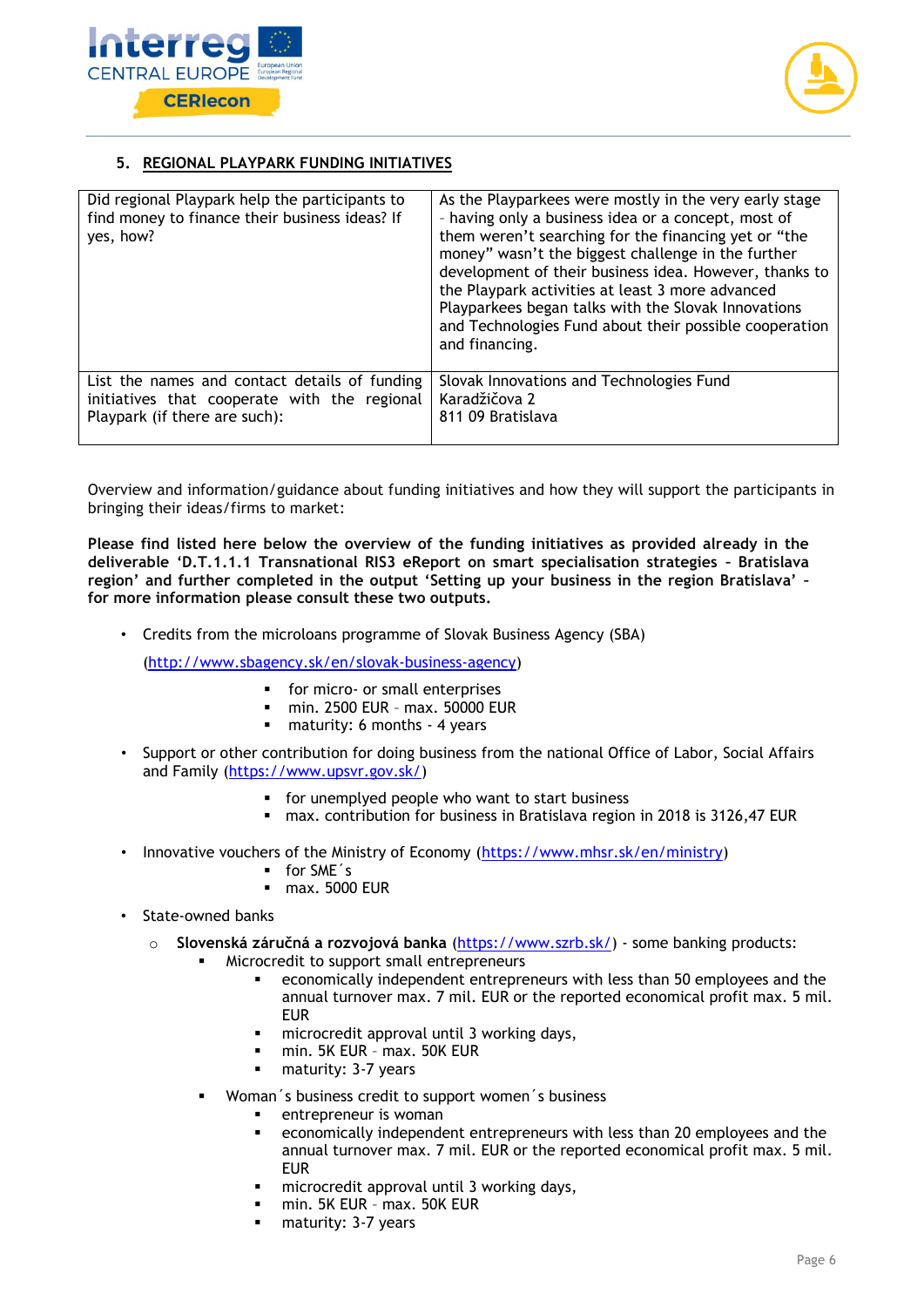## 5. REGIONAL PLAYPARK FUNDING INITIATIVES

| | |
|---|---|
| Did regional Playpark help the participants to find money to finance their business ideas? If yes, how? | As the Playparkees were mostly in the very early stage - having only a business idea or a concept, most of them weren't searching for the financing yet or "the money" wasn't the biggest challenge in the further development of their business idea. However, thanks to the Playpark activities at least 3 more advanced Playparkees began talks with the Slovak Innovations and Technologies Fund about their possible cooperation and financing. |
| List the names and contact details of funding initiatives that cooperate with the regional Playpark (if there are such): | Slovak Innovations and Technologies Fund<br>Karadžičova 2<br>811 09 Bratislava |

Overview and information/guidance about funding initiatives and how they will support the participants in bringing their ideas/firms to market:

**Please find listed here below the overview of the funding initiatives as provided already in the deliverable 'D.T.1.1.1 Transnational RIS3 eReport on smart specialisation strategies – Bratislava region' and further completed in the output 'Setting up your business in the region Bratislava' – for more information please consult these two outputs.**

- Credits from the microloans programme of Slovak Business Agency (SBA)

  (http://www.sbagency.sk/en/slovak-business-agency)

  - for micro- or small enterprises
  - min. 2500 EUR – max. 50000 EUR
  - maturity: 6 months - 4 years

- Support or other contribution for doing business from the national Office of Labor, Social Affairs and Family (https://www.upsvr.gov.sk/)
  - for unemplyed people who want to start business
  - max. contribution for business in Bratislava region in 2018 is 3126,47 EUR

- Innovative vouchers of the Ministry of Economy (https://www.mhsr.sk/en/ministry)
  - for SME´s
  - max. 5000 EUR

- State-owned banks
  - **Slovenská záručná a rozvojová banka** (https://www.szrb.sk/) - some banking products:
    - Microcredit to support small entrepreneurs
      - economically independent entrepreneurs with less than 50 employees and the annual turnover max. 7 mil. EUR or the reported economical profit max. 5 mil. EUR
      - microcredit approval until 3 working days,
      - min. 5K EUR – max. 50K EUR
      - maturity: 3-7 years
    - Woman´s business credit to support women´s business
      - entrepreneur is woman
      - economically independent entrepreneurs with less than 20 employees and the annual turnover max. 7 mil. EUR or the reported economical profit max. 5 mil. EUR
      - microcredit approval until 3 working days,
      - min. 5K EUR – max. 50K EUR
      - maturity: 3-7 years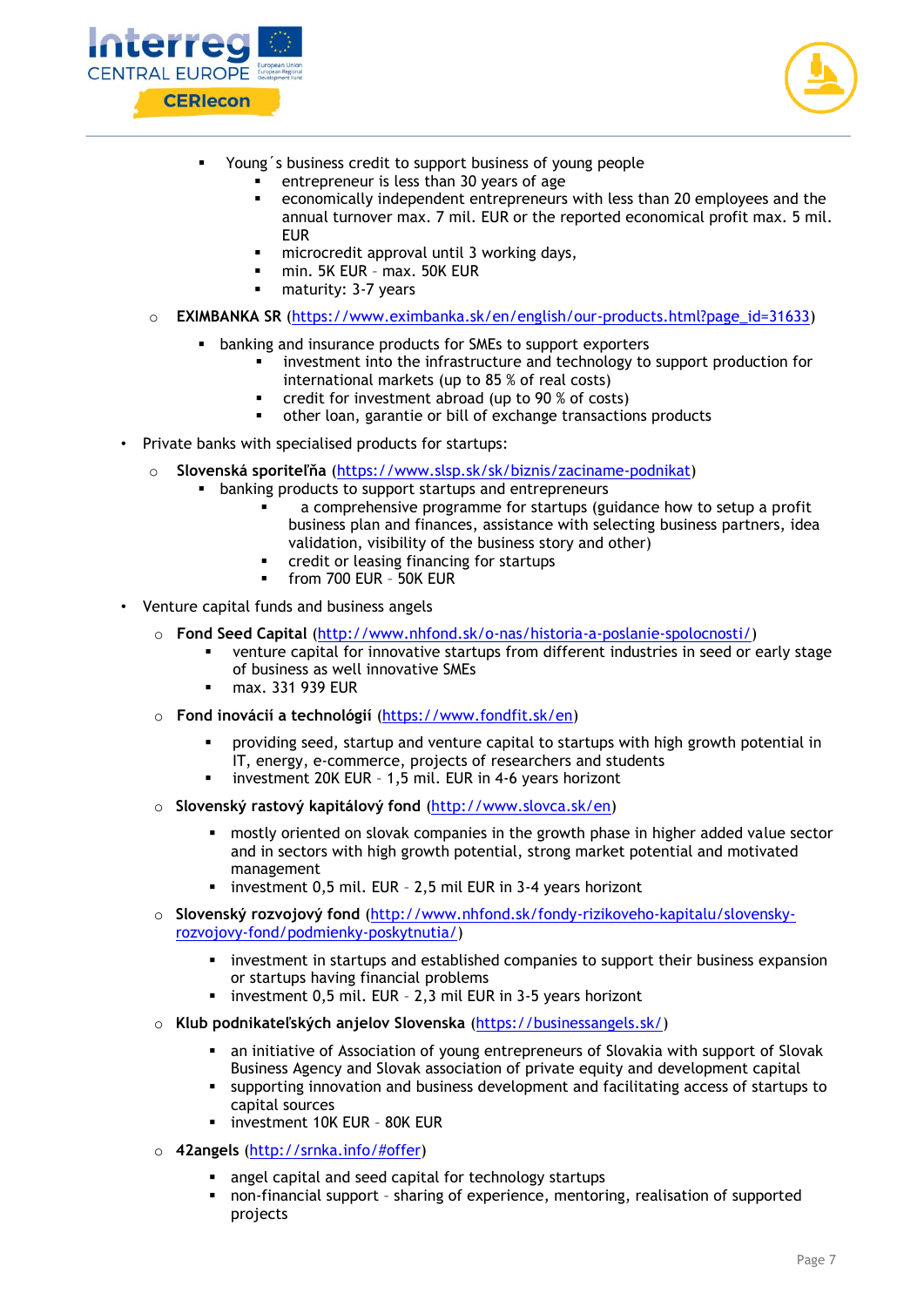- Young´s business credit to support business of young people
  - entrepreneur is less than 30 years of age
  - economically independent entrepreneurs with less than 20 employees and the annual turnover max. 7 mil. EUR or the reported economical profit max. 5 mil. EUR
  - microcredit approval until 3 working days,
  - min. 5K EUR – max. 50K EUR
  - maturity: 3-7 years

- **EXIMBANKA SR** (https://www.eximbanka.sk/en/english/our-products.html?page_id=31633)
  - banking and insurance products for SMEs to support exporters
    - investment into the infrastructure and technology to support production for international markets (up to 85 % of real costs)
    - credit for investment abroad (up to 90 % of costs)
    - other loan, garantie or bill of exchange transactions products

- Private banks with specialised products for startups:
  - **Slovenská sporiteľňa** (https://www.slsp.sk/sk/biznis/zaciname-podnikat)
    - banking products to support startups and entrepreneurs
      - a comprehensive programme for startups (guidance how to setup a profit business plan and finances, assistance with selecting business partners, idea validation, visibility of the business story and other)
      - credit or leasing financing for startups
      - from 700 EUR – 50K EUR

- Venture capital funds and business angels
  - **Fond Seed Capital** (http://www.nhfond.sk/o-nas/historia-a-poslanie-spolocnosti/)
    - venture capital for innovative startups from different industries in seed or early stage of business as well innovative SMEs
    - max. 331 939 EUR
  - **Fond inovácií a technológií** (https://www.fondfit.sk/en)
    - providing seed, startup and venture capital to startups with high growth potential in IT, energy, e-commerce, projects of researchers and students
    - investment 20K EUR – 1,5 mil. EUR in 4-6 years horizont
  - **Slovenský rastový kapitálový fond** (http://www.slovca.sk/en)
    - mostly oriented on slovak companies in the growth phase in higher added value sector and in sectors with high growth potential, strong market potential and motivated management
    - investment 0,5 mil. EUR – 2,5 mil EUR in 3-4 years horizont
  - **Slovenský rozvojový fond** (http://www.nhfond.sk/fondy-rizikoveho-kapitalu/slovensky-rozvojovy-fond/podmienky-poskytnutia/)
    - investment in startups and established companies to support their business expansion or startups having financial problems
    - investment 0,5 mil. EUR – 2,3 mil EUR in 3-5 years horizont
  - **Klub podnikateľských anjelov Slovenska** (https://businessangels.sk/)
    - an initiative of Association of young entrepreneurs of Slovakia with support of Slovak Business Agency and Slovak association of private equity and development capital
    - supporting innovation and business development and facilitating access of startups to capital sources
    - investment 10K EUR – 80K EUR
  - **42angels** (http://srnka.info/#offer)
    - angel capital and seed capital for technology startups
    - non-financial support – sharing of experience, mentoring, realisation of supported projects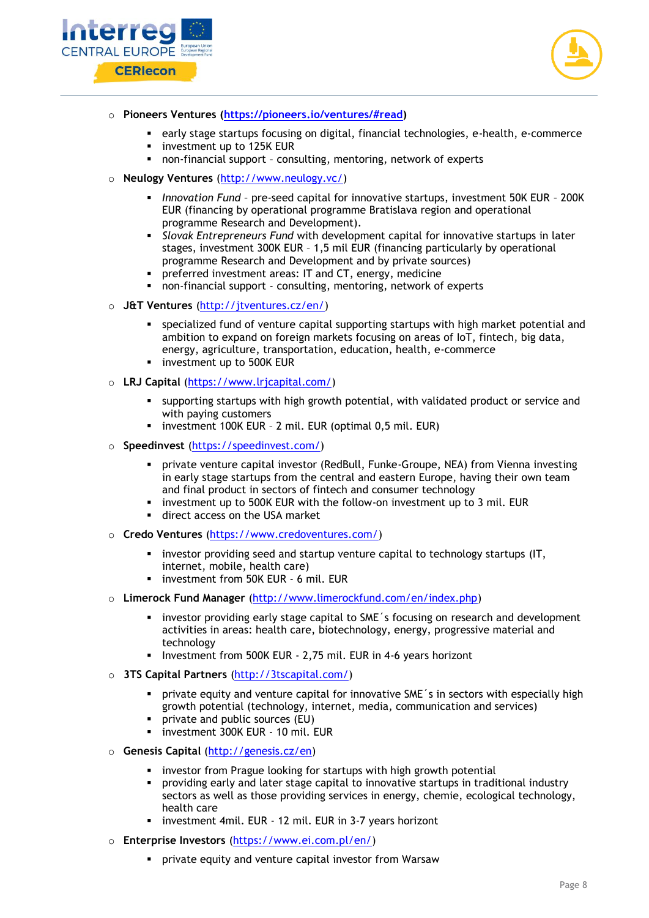- **Pioneers Ventures** (https://pioneers.io/ventures/#read)
    - early stage startups focusing on digital, financial technologies, e-health, e-commerce
    - investment up to 125K EUR
    - non-financial support – consulting, mentoring, network of experts
- **Neulogy Ventures** (http://www.neulogy.vc/)
    - *Innovation Fund* – pre-seed capital for innovative startups, investment 50K EUR – 200K EUR (financing by operational programme Bratislava region and operational programme Research and Development).
    - *Slovak Entrepreneurs Fund* with development capital for innovative startups in later stages, investment 300K EUR – 1,5 mil EUR (financing particularly by operational programme Research and Development and by private sources)
    - preferred investment areas: IT and CT, energy, medicine
    - non-financial support - consulting, mentoring, network of experts
- **J&T Ventures** (http://jtventures.cz/en/)
    - specialized fund of venture capital supporting startups with high market potential and ambition to expand on foreign markets focusing on areas of IoT, fintech, big data, energy, agriculture, transportation, education, health, e-commerce
    - investment up to 500K EUR
- **LRJ Capital** (https://www.lrjcapital.com/)
    - supporting startups with high growth potential, with validated product or service and with paying customers
    - investment 100K EUR – 2 mil. EUR (optimal 0,5 mil. EUR)
- **Speedinvest** (https://speedinvest.com/)
    - private venture capital investor (RedBull, Funke-Groupe, NEA) from Vienna investing in early stage startups from the central and eastern Europe, having their own team and final product in sectors of fintech and consumer technology
    - investment up to 500K EUR with the follow-on investment up to 3 mil. EUR
    - direct access on the USA market
- **Credo Ventures** (https://www.credoventures.com/)
    - investor providing seed and startup venture capital to technology startups (IT, internet, mobile, health care)
    - investment from 50K EUR - 6 mil. EUR
- **Limerock Fund Manager** (http://www.limerockfund.com/en/index.php)
    - investor providing early stage capital to SME´s focusing on research and development activities in areas: health care, biotechnology, energy, progressive material and technology
    - Investment from 500K EUR - 2,75 mil. EUR in 4-6 years horizont
- **3TS Capital Partners** (http://3tscapital.com/)
    - private equity and venture capital for innovative SME´s in sectors with especially high growth potential (technology, internet, media, communication and services)
    - private and public sources (EU)
    - investment 300K EUR - 10 mil. EUR
- **Genesis Capital** (http://genesis.cz/en)
    - investor from Prague looking for startups with high growth potential
    - providing early and later stage capital to innovative startups in traditional industry sectors as well as those providing services in energy, chemie, ecological technology, health care
    - investment 4mil. EUR - 12 mil. EUR in 3-7 years horizont
- **Enterprise Investors** (https://www.ei.com.pl/en/)
    - private equity and venture capital investor from Warsaw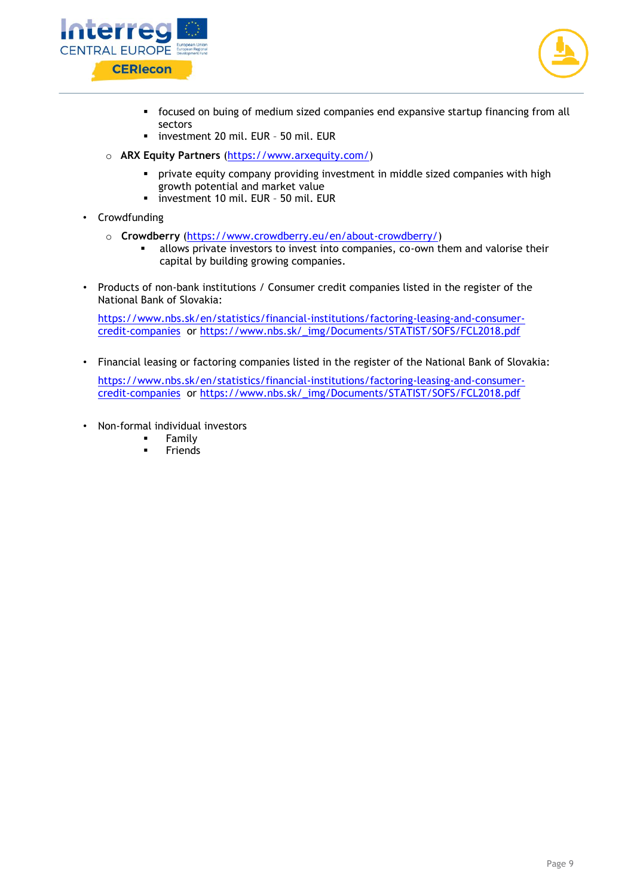- focused on buing of medium sized companies end expansive startup financing from all sectors
        - investment 20 mil. EUR – 50 mil. EUR
    - **ARX Equity Partners** (https://www.arxequity.com/)
        - private equity company providing investment in middle sized companies with high growth potential and market value
        - investment 10 mil. EUR – 50 mil. EUR

- Crowdfunding
    - **Crowdberry** (https://www.crowdberry.eu/en/about-crowdberry/)
        - allows private investors to invest into companies, co-own them and valorise their capital by building growing companies.

- Products of non-bank institutions / Consumer credit companies listed in the register of the National Bank of Slovakia:

  https://www.nbs.sk/en/statistics/financial-institutions/factoring-leasing-and-consumer-credit-companies or https://www.nbs.sk/_img/Documents/STATIST/SOFS/FCL2018.pdf

- Financial leasing or factoring companies listed in the register of the National Bank of Slovakia:

  https://www.nbs.sk/en/statistics/financial-institutions/factoring-leasing-and-consumer-credit-companies or https://www.nbs.sk/_img/Documents/STATIST/SOFS/FCL2018.pdf

- Non-formal individual investors
    - Family
    - Friends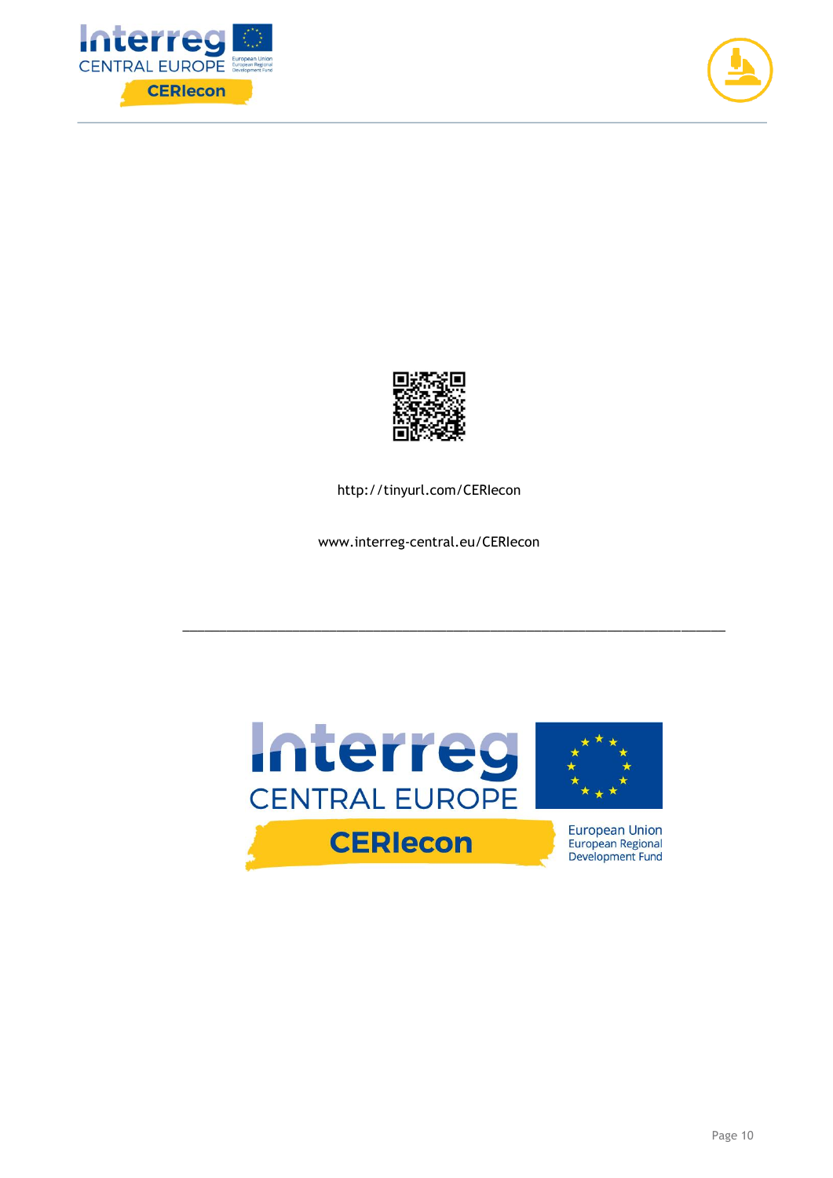http://tinyurl.com/CERIecon

www.interreg-central.eu/CERIecon

---

Interreg

CENTRAL EUROPE

CERIecon

European Union
European Regional
Development Fund